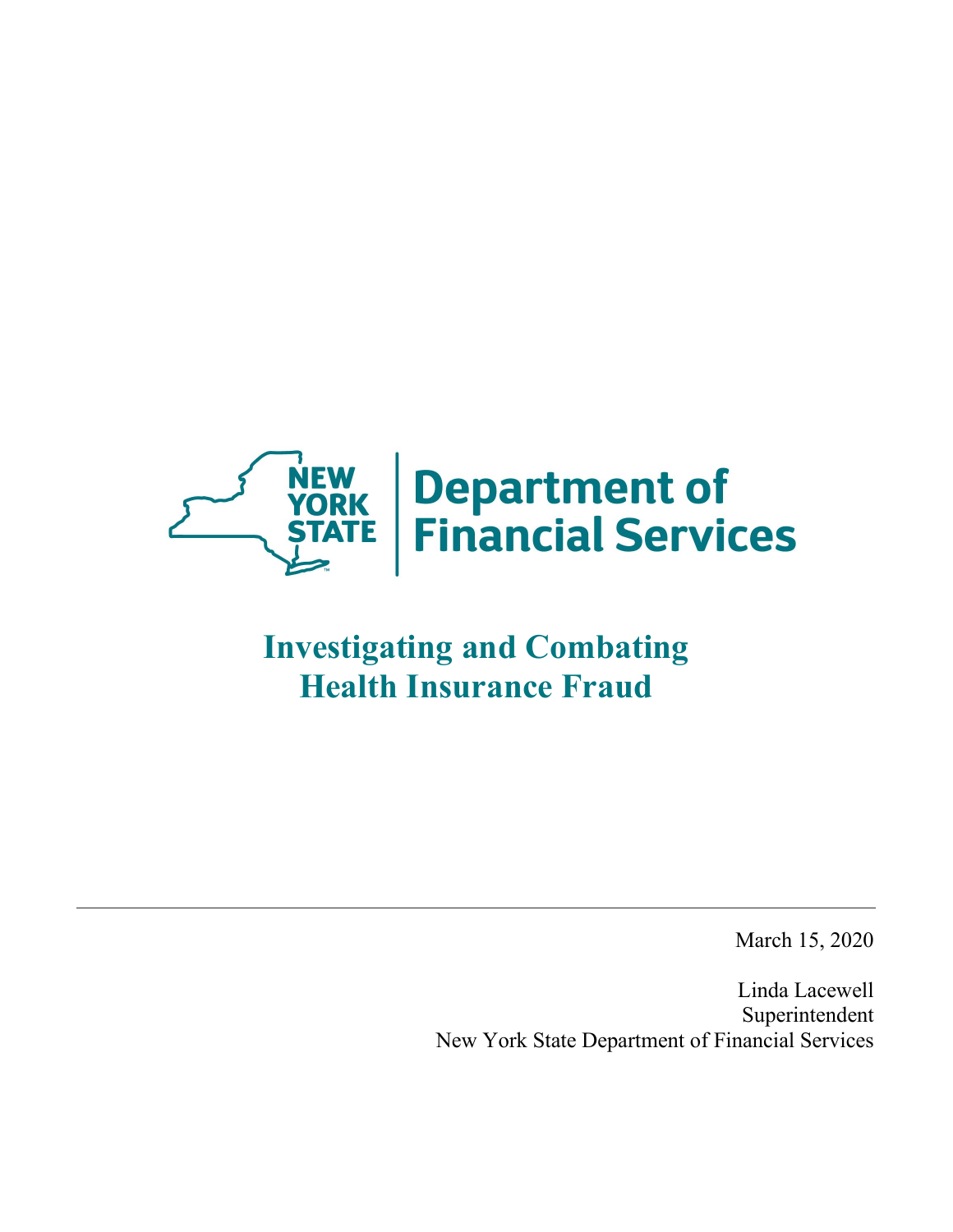NEW YORK STATE | Department of Financial Services

# Investigating and Combating Health Insurance Fraud

---

March 15, 2020

Linda Lacewell
Superintendent
New York State Department of Financial Services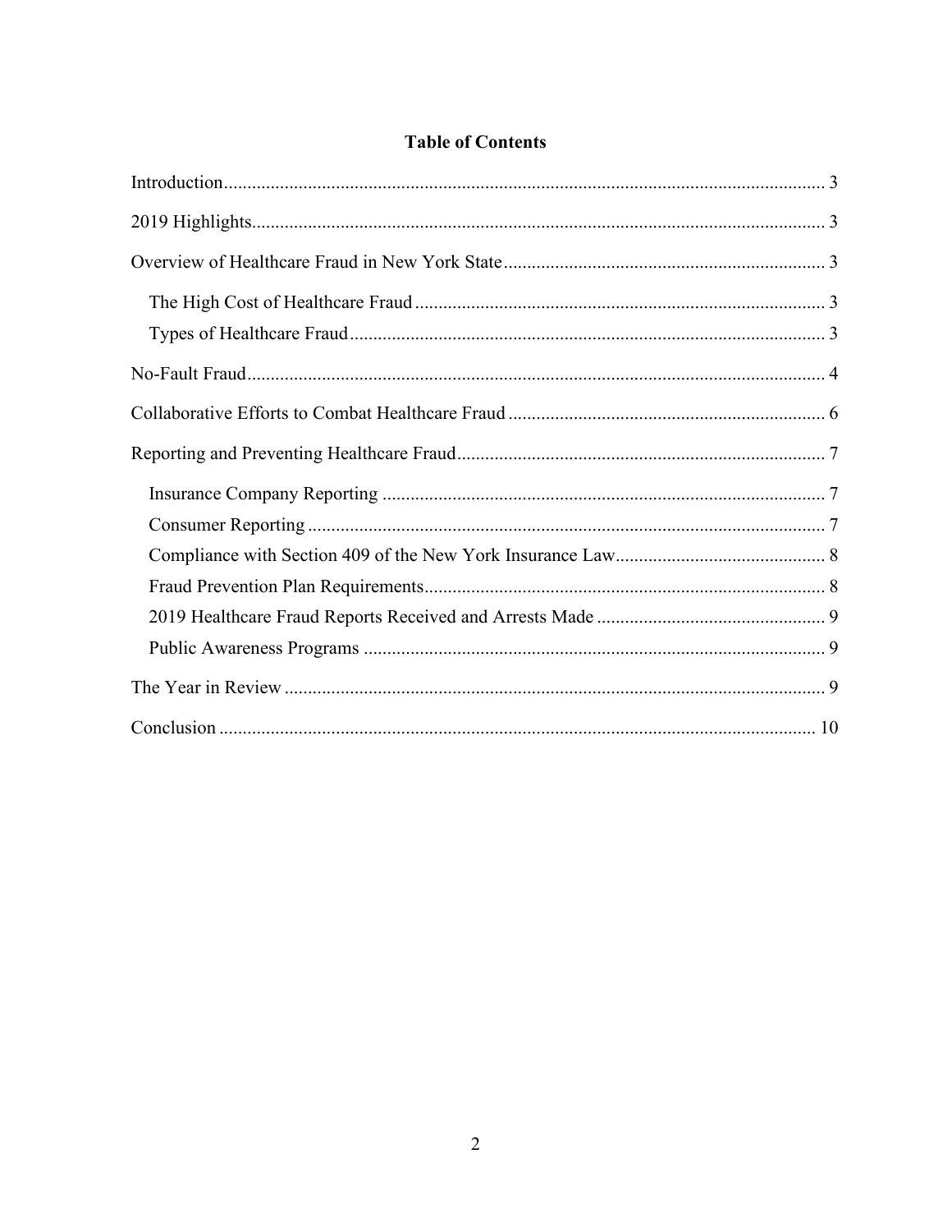## Table of Contents

Introduction ........................................................................................................................ 3

2019 Highlights.................................................................................................................... 3

Overview of Healthcare Fraud in New York State ............................................................. 3

- The High Cost of Healthcare Fraud ............................................................................... 3
- Types of Healthcare Fraud ............................................................................................. 3

No-Fault Fraud .................................................................................................................... 4

Collaborative Efforts to Combat Healthcare Fraud ............................................................ 6

Reporting and Preventing Healthcare Fraud ....................................................................... 7

- Insurance Company Reporting ....................................................................................... 7
- Consumer Reporting ...................................................................................................... 7
- Compliance with Section 409 of the New York Insurance Law ..................................... 8
- Fraud Prevention Plan Requirements ............................................................................. 8
- 2019 Healthcare Fraud Reports Received and Arrests Made ......................................... 9
- Public Awareness Programs ........................................................................................... 9

The Year in Review ............................................................................................................. 9

Conclusion ......................................................................................................................... 10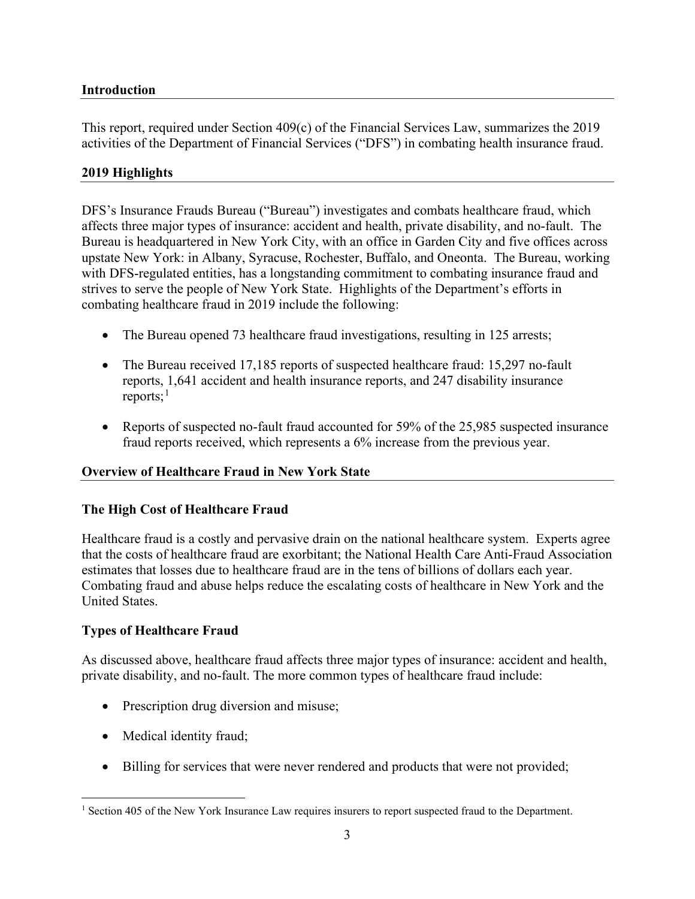## Introduction

This report, required under Section 409(c) of the Financial Services Law, summarizes the 2019 activities of the Department of Financial Services ("DFS") in combating health insurance fraud.

## 2019 Highlights

DFS's Insurance Frauds Bureau ("Bureau") investigates and combats healthcare fraud, which affects three major types of insurance: accident and health, private disability, and no-fault. The Bureau is headquartered in New York City, with an office in Garden City and five offices across upstate New York: in Albany, Syracuse, Rochester, Buffalo, and Oneonta. The Bureau, working with DFS-regulated entities, has a longstanding commitment to combating insurance fraud and strives to serve the people of New York State. Highlights of the Department's efforts in combating healthcare fraud in 2019 include the following:

- The Bureau opened 73 healthcare fraud investigations, resulting in 125 arrests;
- The Bureau received 17,185 reports of suspected healthcare fraud: 15,297 no-fault reports, 1,641 accident and health insurance reports, and 247 disability insurance reports;[1]
- Reports of suspected no-fault fraud accounted for 59% of the 25,985 suspected insurance fraud reports received, which represents a 6% increase from the previous year.

## Overview of Healthcare Fraud in New York State

### The High Cost of Healthcare Fraud

Healthcare fraud is a costly and pervasive drain on the national healthcare system. Experts agree that the costs of healthcare fraud are exorbitant; the National Health Care Anti-Fraud Association estimates that losses due to healthcare fraud are in the tens of billions of dollars each year. Combating fraud and abuse helps reduce the escalating costs of healthcare in New York and the United States.

### Types of Healthcare Fraud

As discussed above, healthcare fraud affects three major types of insurance: accident and health, private disability, and no-fault. The more common types of healthcare fraud include:

- Prescription drug diversion and misuse;
- Medical identity fraud;
- Billing for services that were never rendered and products that were not provided;

---

[1] Section 405 of the New York Insurance Law requires insurers to report suspected fraud to the Department.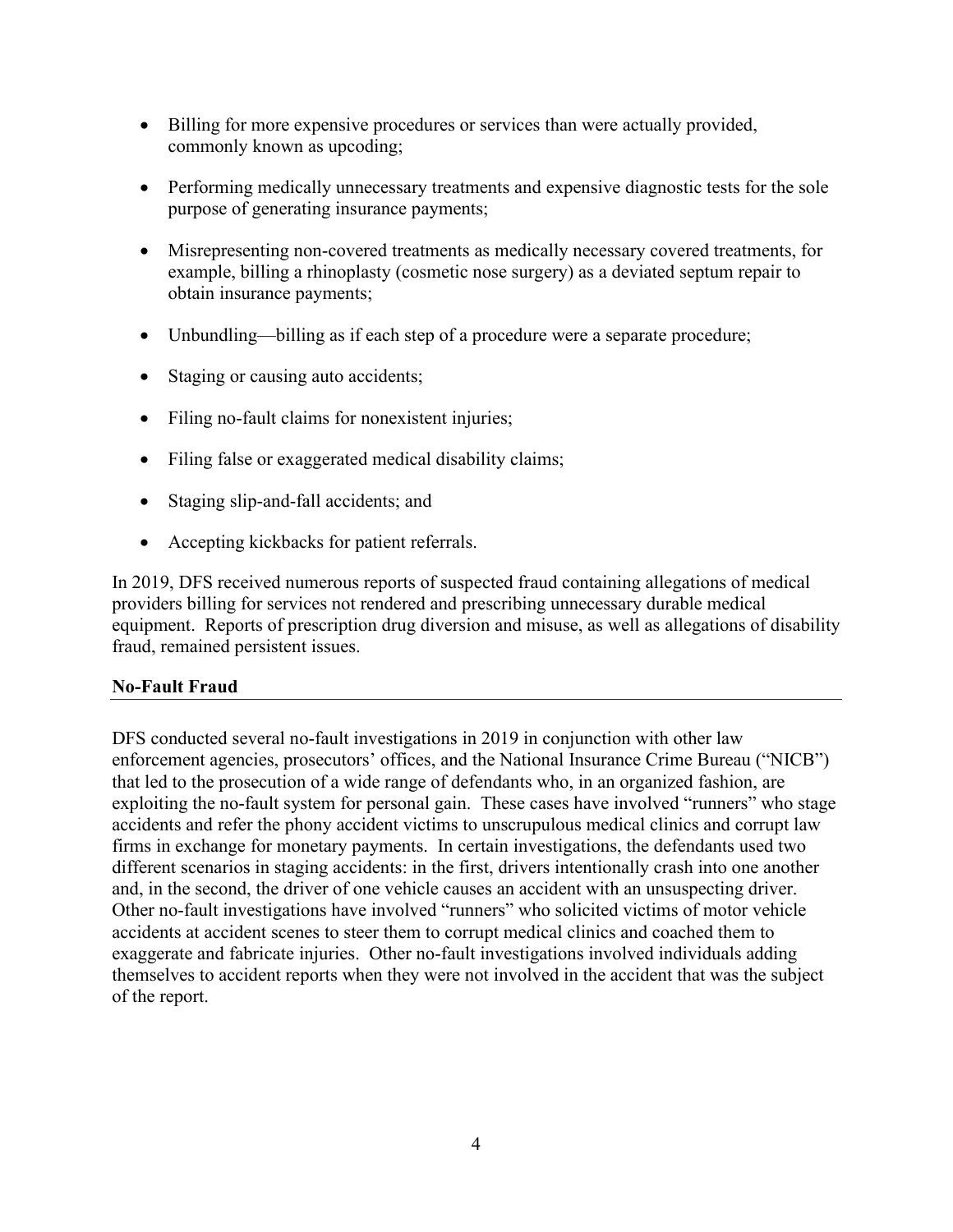- Billing for more expensive procedures or services than were actually provided, commonly known as upcoding;
- Performing medically unnecessary treatments and expensive diagnostic tests for the sole purpose of generating insurance payments;
- Misrepresenting non-covered treatments as medically necessary covered treatments, for example, billing a rhinoplasty (cosmetic nose surgery) as a deviated septum repair to obtain insurance payments;
- Unbundling—billing as if each step of a procedure were a separate procedure;
- Staging or causing auto accidents;
- Filing no-fault claims for nonexistent injuries;
- Filing false or exaggerated medical disability claims;
- Staging slip-and-fall accidents; and
- Accepting kickbacks for patient referrals.

In 2019, DFS received numerous reports of suspected fraud containing allegations of medical providers billing for services not rendered and prescribing unnecessary durable medical equipment. Reports of prescription drug diversion and misuse, as well as allegations of disability fraud, remained persistent issues.

## No-Fault Fraud

DFS conducted several no-fault investigations in 2019 in conjunction with other law enforcement agencies, prosecutors' offices, and the National Insurance Crime Bureau ("NICB") that led to the prosecution of a wide range of defendants who, in an organized fashion, are exploiting the no-fault system for personal gain. These cases have involved "runners" who stage accidents and refer the phony accident victims to unscrupulous medical clinics and corrupt law firms in exchange for monetary payments. In certain investigations, the defendants used two different scenarios in staging accidents: in the first, drivers intentionally crash into one another and, in the second, the driver of one vehicle causes an accident with an unsuspecting driver. Other no-fault investigations have involved "runners" who solicited victims of motor vehicle accidents at accident scenes to steer them to corrupt medical clinics and coached them to exaggerate and fabricate injuries. Other no-fault investigations involved individuals adding themselves to accident reports when they were not involved in the accident that was the subject of the report.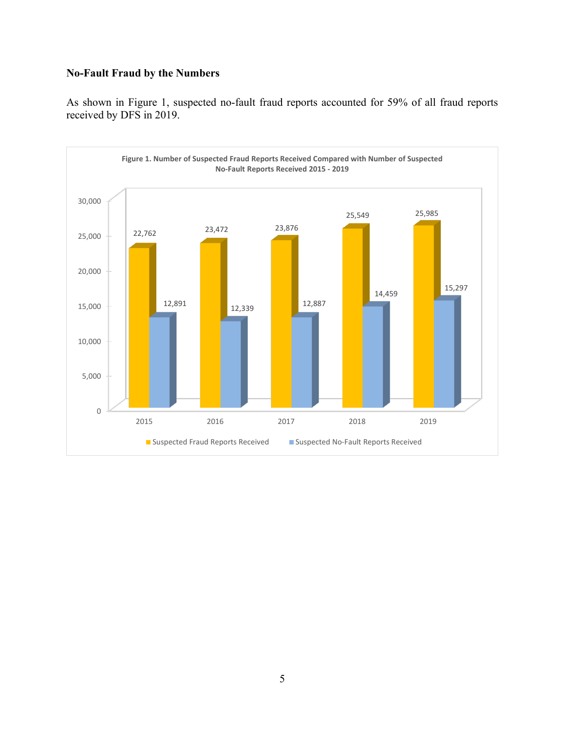### No-Fault Fraud by the Numbers

As shown in Figure 1, suspected no-fault fraud reports accounted for 59% of all fraud reports received by DFS in 2019.

**Figure 1. Number of Suspected Fraud Reports Received Compared with Number of Suspected No-Fault Reports Received 2015 - 2019**

| Year | Suspected Fraud Reports Received | Suspected No-Fault Reports Received |
|---|---|---|
| 2015 | 22,762 | 12,891 |
| 2016 | 23,472 | 12,339 |
| 2017 | 23,876 | 12,887 |
| 2018 | 25,549 | 14,459 |
| 2019 | 25,985 | 15,297 |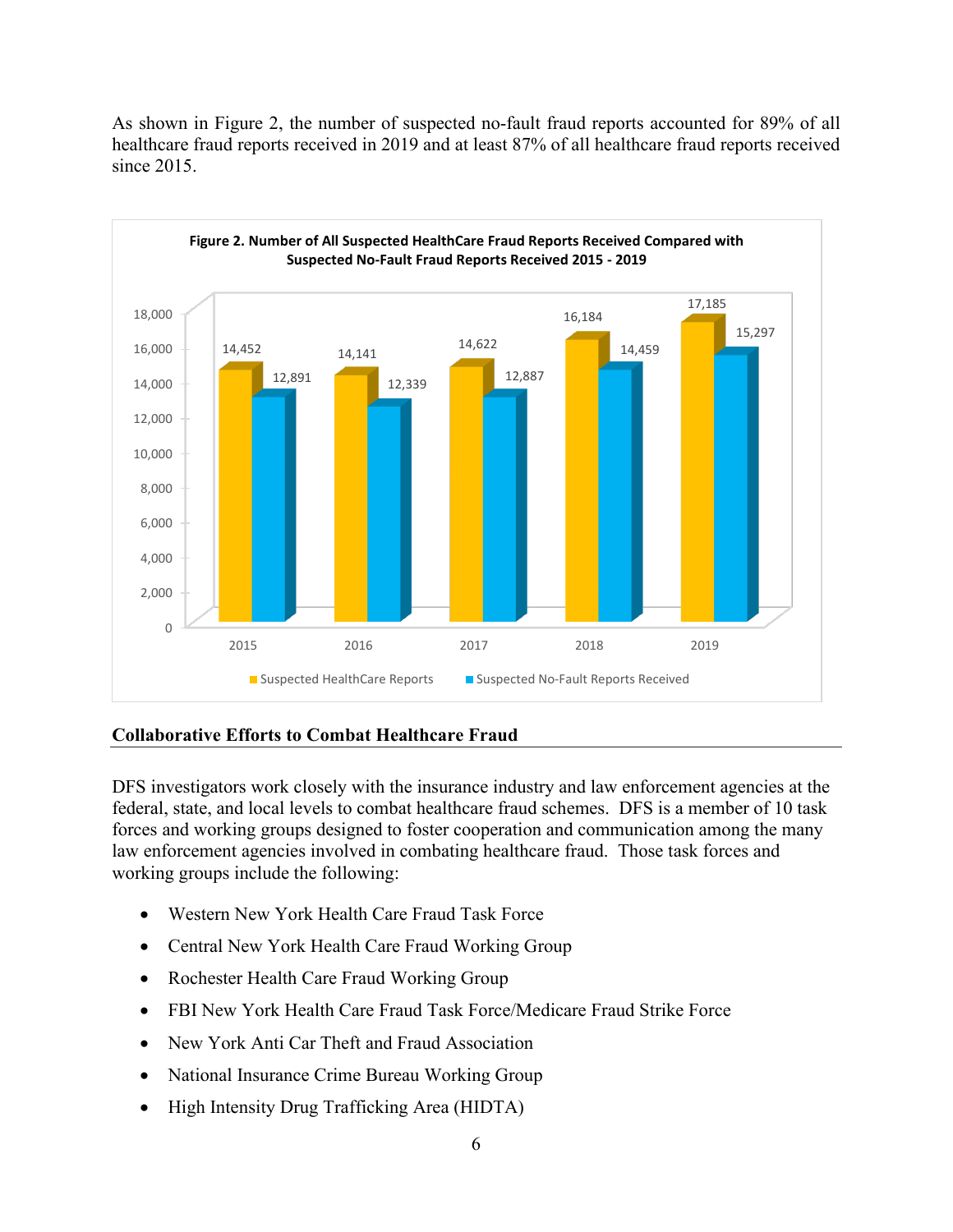As shown in Figure 2, the number of suspected no-fault fraud reports accounted for 89% of all healthcare fraud reports received in 2019 and at least 87% of all healthcare fraud reports received since 2015.

**Figure 2. Number of All Suspected HealthCare Fraud Reports Received Compared with Suspected No-Fault Fraud Reports Received 2015 - 2019**

| Year | Suspected HealthCare Reports | Suspected No-Fault Reports Received |
| --- | --- | --- |
| 2015 | 14,452 | 12,891 |
| 2016 | 14,141 | 12,339 |
| 2017 | 14,622 | 12,887 |
| 2018 | 16,184 | 14,459 |
| 2019 | 17,185 | 15,297 |

## Collaborative Efforts to Combat Healthcare Fraud

DFS investigators work closely with the insurance industry and law enforcement agencies at the federal, state, and local levels to combat healthcare fraud schemes. DFS is a member of 10 task forces and working groups designed to foster cooperation and communication among the many law enforcement agencies involved in combating healthcare fraud. Those task forces and working groups include the following:

- Western New York Health Care Fraud Task Force
- Central New York Health Care Fraud Working Group
- Rochester Health Care Fraud Working Group
- FBI New York Health Care Fraud Task Force/Medicare Fraud Strike Force
- New York Anti Car Theft and Fraud Association
- National Insurance Crime Bureau Working Group
- High Intensity Drug Trafficking Area (HIDTA)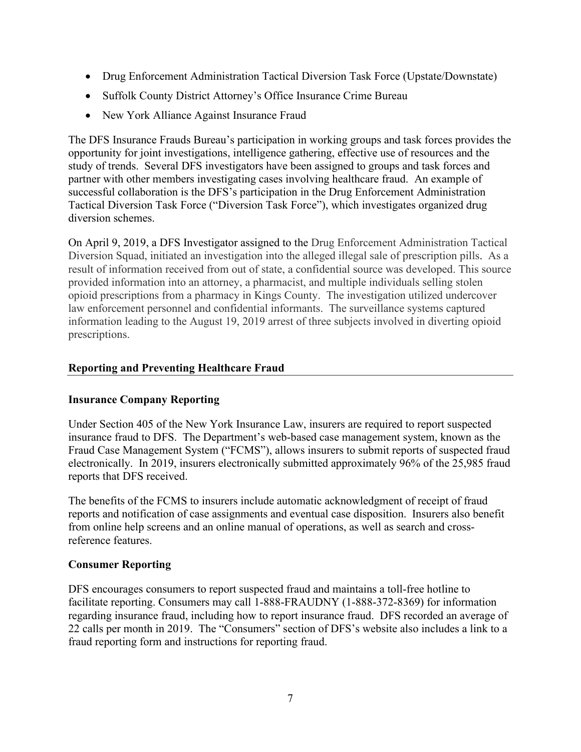- Drug Enforcement Administration Tactical Diversion Task Force (Upstate/Downstate)
- Suffolk County District Attorney's Office Insurance Crime Bureau
- New York Alliance Against Insurance Fraud

The DFS Insurance Frauds Bureau's participation in working groups and task forces provides the opportunity for joint investigations, intelligence gathering, effective use of resources and the study of trends. Several DFS investigators have been assigned to groups and task forces and partner with other members investigating cases involving healthcare fraud. An example of successful collaboration is the DFS's participation in the Drug Enforcement Administration Tactical Diversion Task Force ("Diversion Task Force"), which investigates organized drug diversion schemes.

On April 9, 2019, a DFS Investigator assigned to the Drug Enforcement Administration Tactical Diversion Squad, initiated an investigation into the alleged illegal sale of prescription pills. As a result of information received from out of state, a confidential source was developed. This source provided information into an attorney, a pharmacist, and multiple individuals selling stolen opioid prescriptions from a pharmacy in Kings County. The investigation utilized undercover law enforcement personnel and confidential informants. The surveillance systems captured information leading to the August 19, 2019 arrest of three subjects involved in diverting opioid prescriptions.

## Reporting and Preventing Healthcare Fraud

### Insurance Company Reporting

Under Section 405 of the New York Insurance Law, insurers are required to report suspected insurance fraud to DFS. The Department's web-based case management system, known as the Fraud Case Management System ("FCMS"), allows insurers to submit reports of suspected fraud electronically. In 2019, insurers electronically submitted approximately 96% of the 25,985 fraud reports that DFS received.

The benefits of the FCMS to insurers include automatic acknowledgment of receipt of fraud reports and notification of case assignments and eventual case disposition. Insurers also benefit from online help screens and an online manual of operations, as well as search and cross-reference features.

### Consumer Reporting

DFS encourages consumers to report suspected fraud and maintains a toll-free hotline to facilitate reporting. Consumers may call 1-888-FRAUDNY (1-888-372-8369) for information regarding insurance fraud, including how to report insurance fraud. DFS recorded an average of 22 calls per month in 2019. The "Consumers" section of DFS's website also includes a link to a fraud reporting form and instructions for reporting fraud.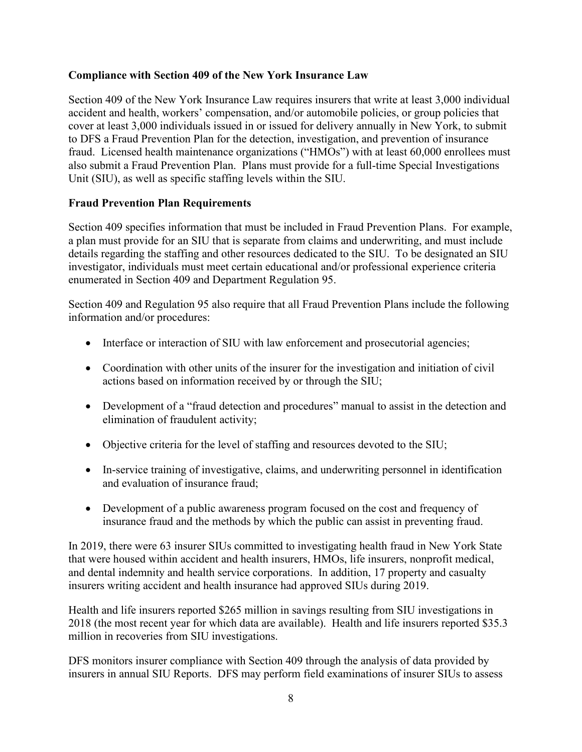## Compliance with Section 409 of the New York Insurance Law

Section 409 of the New York Insurance Law requires insurers that write at least 3,000 individual accident and health, workers' compensation, and/or automobile policies, or group policies that cover at least 3,000 individuals issued in or issued for delivery annually in New York, to submit to DFS a Fraud Prevention Plan for the detection, investigation, and prevention of insurance fraud. Licensed health maintenance organizations ("HMOs") with at least 60,000 enrollees must also submit a Fraud Prevention Plan. Plans must provide for a full-time Special Investigations Unit (SIU), as well as specific staffing levels within the SIU.

## Fraud Prevention Plan Requirements

Section 409 specifies information that must be included in Fraud Prevention Plans. For example, a plan must provide for an SIU that is separate from claims and underwriting, and must include details regarding the staffing and other resources dedicated to the SIU. To be designated an SIU investigator, individuals must meet certain educational and/or professional experience criteria enumerated in Section 409 and Department Regulation 95.

Section 409 and Regulation 95 also require that all Fraud Prevention Plans include the following information and/or procedures:

- Interface or interaction of SIU with law enforcement and prosecutorial agencies;
- Coordination with other units of the insurer for the investigation and initiation of civil actions based on information received by or through the SIU;
- Development of a "fraud detection and procedures" manual to assist in the detection and elimination of fraudulent activity;
- Objective criteria for the level of staffing and resources devoted to the SIU;
- In-service training of investigative, claims, and underwriting personnel in identification and evaluation of insurance fraud;
- Development of a public awareness program focused on the cost and frequency of insurance fraud and the methods by which the public can assist in preventing fraud.

In 2019, there were 63 insurer SIUs committed to investigating health fraud in New York State that were housed within accident and health insurers, HMOs, life insurers, nonprofit medical, and dental indemnity and health service corporations. In addition, 17 property and casualty insurers writing accident and health insurance had approved SIUs during 2019.

Health and life insurers reported $265 million in savings resulting from SIU investigations in 2018 (the most recent year for which data are available). Health and life insurers reported $35.3 million in recoveries from SIU investigations.

DFS monitors insurer compliance with Section 409 through the analysis of data provided by insurers in annual SIU Reports. DFS may perform field examinations of insurer SIUs to assess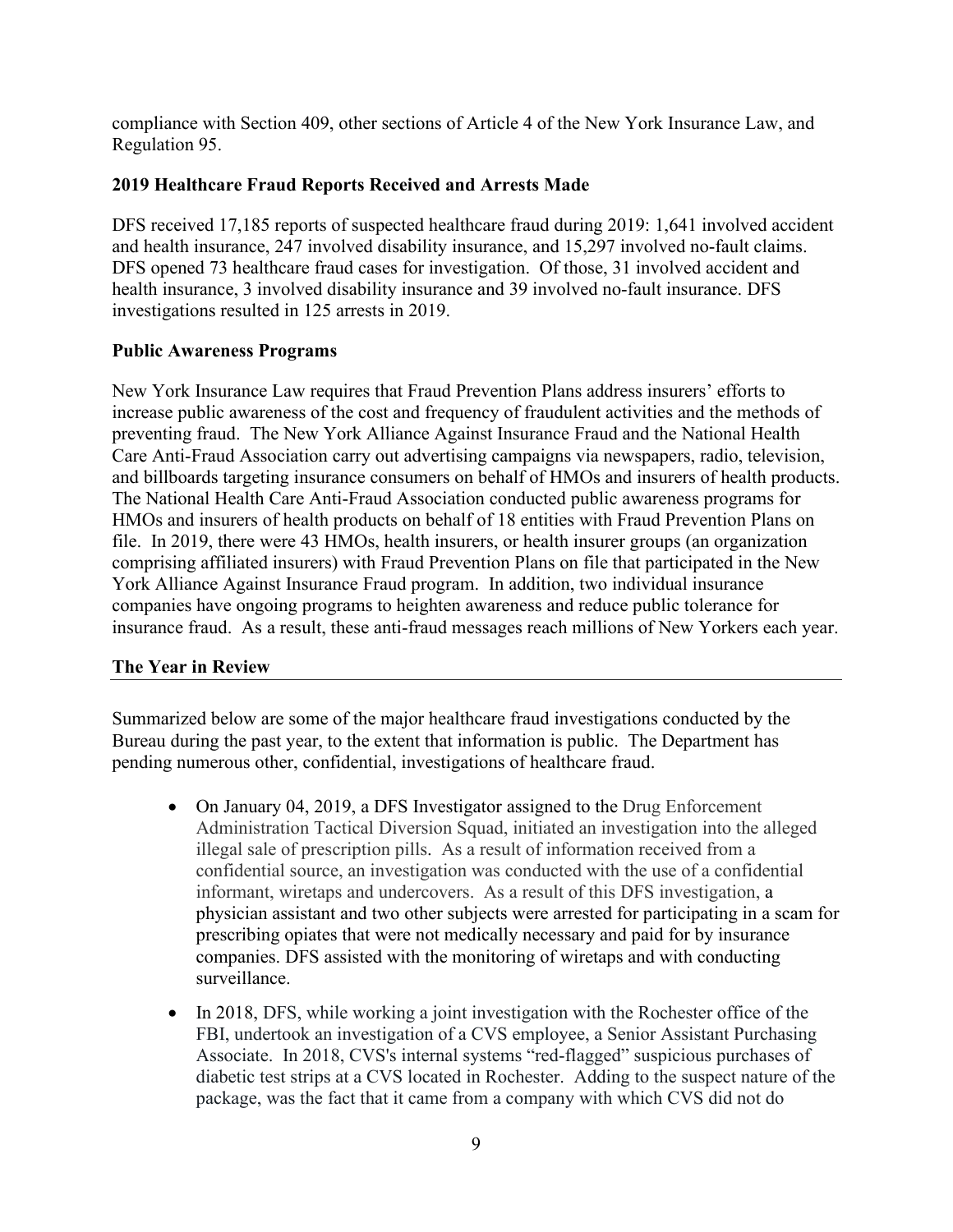compliance with Section 409, other sections of Article 4 of the New York Insurance Law, and Regulation 95.

### 2019 Healthcare Fraud Reports Received and Arrests Made

DFS received 17,185 reports of suspected healthcare fraud during 2019: 1,641 involved accident and health insurance, 247 involved disability insurance, and 15,297 involved no-fault claims. DFS opened 73 healthcare fraud cases for investigation. Of those, 31 involved accident and health insurance, 3 involved disability insurance and 39 involved no-fault insurance. DFS investigations resulted in 125 arrests in 2019.

### Public Awareness Programs

New York Insurance Law requires that Fraud Prevention Plans address insurers' efforts to increase public awareness of the cost and frequency of fraudulent activities and the methods of preventing fraud. The New York Alliance Against Insurance Fraud and the National Health Care Anti-Fraud Association carry out advertising campaigns via newspapers, radio, television, and billboards targeting insurance consumers on behalf of HMOs and insurers of health products. The National Health Care Anti-Fraud Association conducted public awareness programs for HMOs and insurers of health products on behalf of 18 entities with Fraud Prevention Plans on file. In 2019, there were 43 HMOs, health insurers, or health insurer groups (an organization comprising affiliated insurers) with Fraud Prevention Plans on file that participated in the New York Alliance Against Insurance Fraud program. In addition, two individual insurance companies have ongoing programs to heighten awareness and reduce public tolerance for insurance fraud. As a result, these anti-fraud messages reach millions of New Yorkers each year.

## The Year in Review

Summarized below are some of the major healthcare fraud investigations conducted by the Bureau during the past year, to the extent that information is public. The Department has pending numerous other, confidential, investigations of healthcare fraud.

- On January 04, 2019, a DFS Investigator assigned to the Drug Enforcement Administration Tactical Diversion Squad, initiated an investigation into the alleged illegal sale of prescription pills. As a result of information received from a confidential source, an investigation was conducted with the use of a confidential informant, wiretaps and undercovers. As a result of this DFS investigation, a physician assistant and two other subjects were arrested for participating in a scam for prescribing opiates that were not medically necessary and paid for by insurance companies. DFS assisted with the monitoring of wiretaps and with conducting surveillance.
- In 2018, DFS, while working a joint investigation with the Rochester office of the FBI, undertook an investigation of a CVS employee, a Senior Assistant Purchasing Associate. In 2018, CVS's internal systems "red-flagged" suspicious purchases of diabetic test strips at a CVS located in Rochester. Adding to the suspect nature of the package, was the fact that it came from a company with which CVS did not do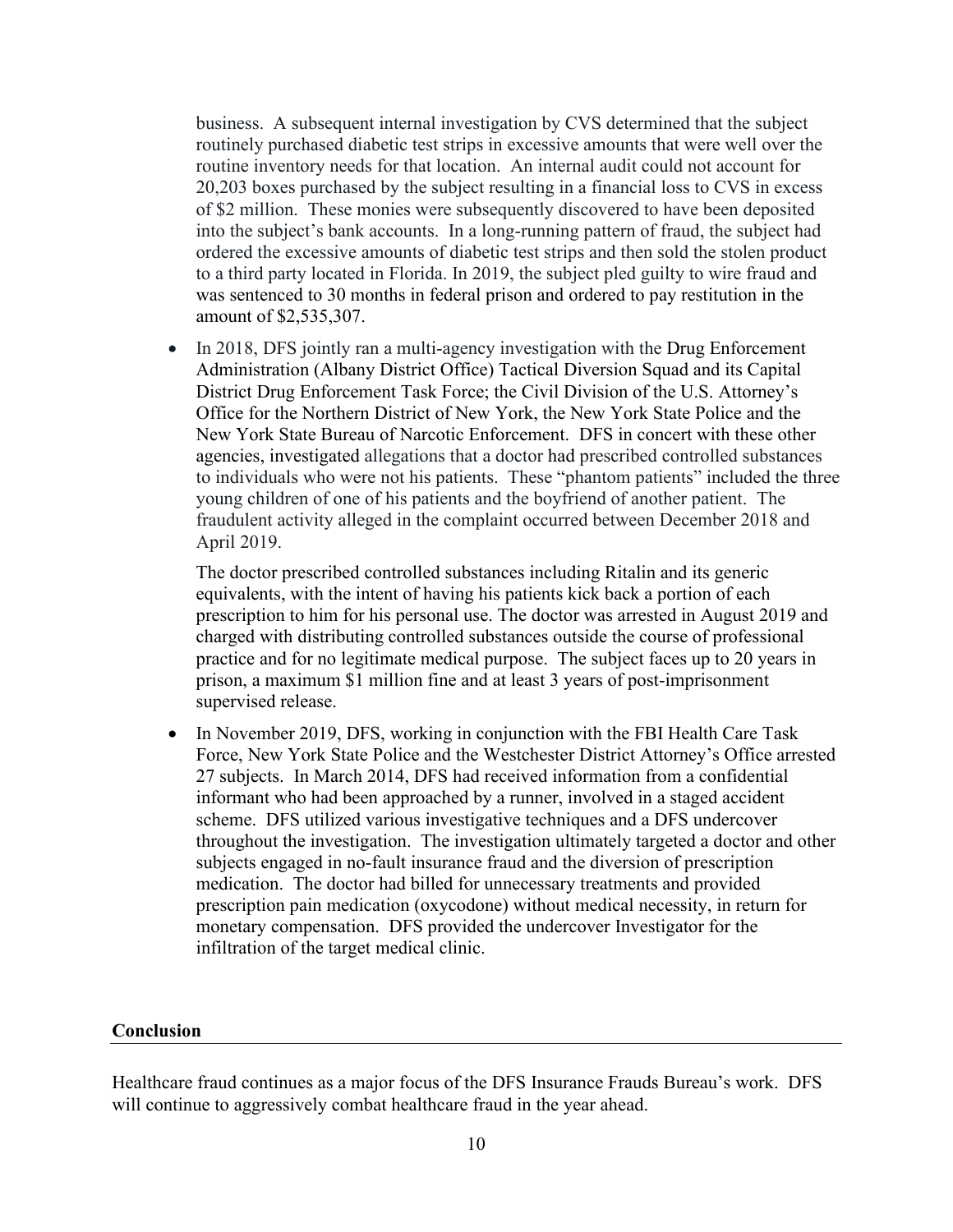business. A subsequent internal investigation by CVS determined that the subject routinely purchased diabetic test strips in excessive amounts that were well over the routine inventory needs for that location. An internal audit could not account for 20,203 boxes purchased by the subject resulting in a financial loss to CVS in excess of $2 million. These monies were subsequently discovered to have been deposited into the subject's bank accounts. In a long-running pattern of fraud, the subject had ordered the excessive amounts of diabetic test strips and then sold the stolen product to a third party located in Florida. In 2019, the subject pled guilty to wire fraud and was sentenced to 30 months in federal prison and ordered to pay restitution in the amount of $2,535,307.

- In 2018, DFS jointly ran a multi-agency investigation with the Drug Enforcement Administration (Albany District Office) Tactical Diversion Squad and its Capital District Drug Enforcement Task Force; the Civil Division of the U.S. Attorney's Office for the Northern District of New York, the New York State Police and the New York State Bureau of Narcotic Enforcement. DFS in concert with these other agencies, investigated allegations that a doctor had prescribed controlled substances to individuals who were not his patients. These "phantom patients" included the three young children of one of his patients and the boyfriend of another patient. The fraudulent activity alleged in the complaint occurred between December 2018 and April 2019.

  The doctor prescribed controlled substances including Ritalin and its generic equivalents, with the intent of having his patients kick back a portion of each prescription to him for his personal use. The doctor was arrested in August 2019 and charged with distributing controlled substances outside the course of professional practice and for no legitimate medical purpose. The subject faces up to 20 years in prison, a maximum $1 million fine and at least 3 years of post-imprisonment supervised release.

- In November 2019, DFS, working in conjunction with the FBI Health Care Task Force, New York State Police and the Westchester District Attorney's Office arrested 27 subjects. In March 2014, DFS had received information from a confidential informant who had been approached by a runner, involved in a staged accident scheme. DFS utilized various investigative techniques and a DFS undercover throughout the investigation. The investigation ultimately targeted a doctor and other subjects engaged in no-fault insurance fraud and the diversion of prescription medication. The doctor had billed for unnecessary treatments and provided prescription pain medication (oxycodone) without medical necessity, in return for monetary compensation. DFS provided the undercover Investigator for the infiltration of the target medical clinic.

## Conclusion

Healthcare fraud continues as a major focus of the DFS Insurance Frauds Bureau's work. DFS will continue to aggressively combat healthcare fraud in the year ahead.